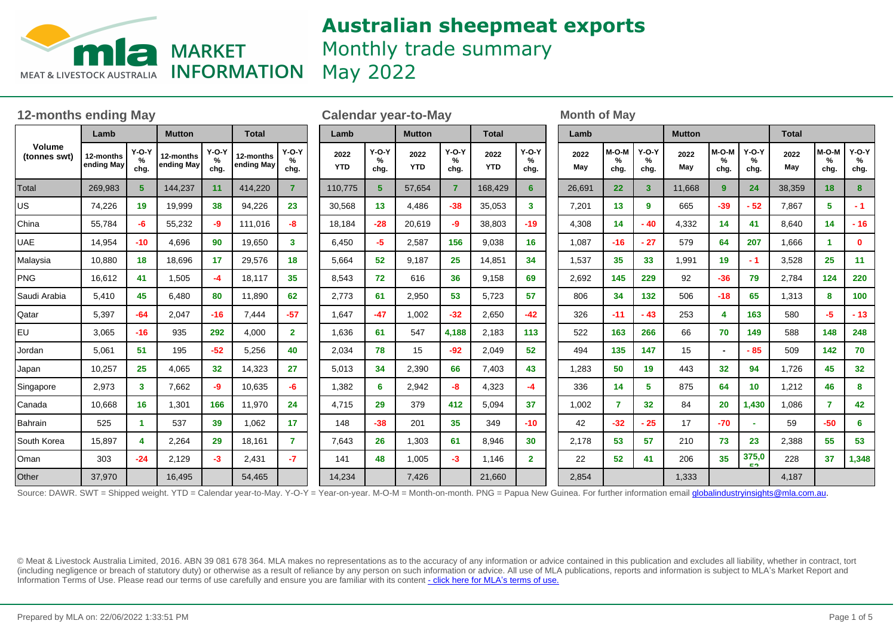MLA MARKET INFORMATION — MEAT & LIVESTOCK AUSTRALIA

# Australian sheepmeat exports

## Monthly trade summary
## May 2022

### 12-months ending May

| Volume (tonnes swt) | Lamb | | Mutton | | Total | |
|---|---|---|---|---|---|---|
| | 12-months ending May | Y-O-Y % chg. | 12-months ending May | Y-O-Y % chg. | 12-months ending May | Y-O-Y % chg. |
| Total | 269,983 | 5 | 144,237 | 11 | 414,220 | 7 |
| US | 74,226 | 19 | 19,999 | 38 | 94,226 | 23 |
| China | 55,784 | -6 | 55,232 | -9 | 111,016 | -8 |
| UAE | 14,954 | -10 | 4,696 | 90 | 19,650 | 3 |
| Malaysia | 10,880 | 18 | 18,696 | 17 | 29,576 | 18 |
| PNG | 16,612 | 41 | 1,505 | -4 | 18,117 | 35 |
| Saudi Arabia | 5,410 | 45 | 6,480 | 80 | 11,890 | 62 |
| Qatar | 5,397 | -64 | 2,047 | -16 | 7,444 | -57 |
| EU | 3,065 | -16 | 935 | 292 | 4,000 | 2 |
| Jordan | 5,061 | 51 | 195 | -52 | 5,256 | 40 |
| Japan | 10,257 | 25 | 4,065 | 32 | 14,323 | 27 |
| Singapore | 2,973 | 3 | 7,662 | -9 | 10,635 | -6 |
| Canada | 10,668 | 16 | 1,301 | 166 | 11,970 | 24 |
| Bahrain | 525 | 1 | 537 | 39 | 1,062 | 17 |
| South Korea | 15,897 | 4 | 2,264 | 29 | 18,161 | 7 |
| Oman | 303 | -24 | 2,129 | -3 | 2,431 | -7 |
| Other | 37,970 | | 16,495 | | 54,465 | |

### Calendar year-to-May

| Volume (tonnes swt) | Lamb | | Mutton | | Total | |
|---|---|---|---|---|---|---|
| | 2022 YTD | Y-O-Y % chg. | 2022 YTD | Y-O-Y % chg. | 2022 YTD | Y-O-Y % chg. |
| Total | 110,775 | 5 | 57,654 | 7 | 168,429 | 6 |
| US | 30,568 | 13 | 4,486 | -38 | 35,053 | 3 |
| China | 18,184 | -28 | 20,619 | -9 | 38,803 | -19 |
| UAE | 6,450 | -5 | 2,587 | 156 | 9,038 | 16 |
| Malaysia | 5,664 | 52 | 9,187 | 25 | 14,851 | 34 |
| PNG | 8,543 | 72 | 616 | 36 | 9,158 | 69 |
| Saudi Arabia | 2,773 | 61 | 2,950 | 53 | 5,723 | 57 |
| Qatar | 1,647 | -47 | 1,002 | -32 | 2,650 | -42 |
| EU | 1,636 | 61 | 547 | 4,188 | 2,183 | 113 |
| Jordan | 2,034 | 78 | 15 | -92 | 2,049 | 52 |
| Japan | 5,013 | 34 | 2,390 | 66 | 7,403 | 43 |
| Singapore | 1,382 | 6 | 2,942 | -8 | 4,323 | -4 |
| Canada | 4,715 | 29 | 379 | 412 | 5,094 | 37 |
| Bahrain | 148 | -38 | 201 | 35 | 349 | -10 |
| South Korea | 7,643 | 26 | 1,303 | 61 | 8,946 | 30 |
| Oman | 141 | 48 | 1,005 | -3 | 1,146 | 2 |
| Other | 14,234 | | 7,426 | | 21,660 | |

### Month of May

| Volume (tonnes swt) | Lamb | | | Mutton | | | Total | | |
|---|---|---|---|---|---|---|---|---|---|
| | 2022 May | M-O-M % chg. | Y-O-Y % chg. | 2022 May | M-O-M % chg. | Y-O-Y % chg. | 2022 May | M-O-M % chg. | Y-O-Y % chg. |
| Total | 26,691 | 22 | 3 | 11,668 | 9 | 24 | 38,359 | 18 | 8 |
| US | 7,201 | 13 | 9 | 665 | -39 | - 52 | 7,867 | 5 | - 1 |
| China | 4,308 | 14 | - 40 | 4,332 | 14 | 41 | 8,640 | 14 | - 16 |
| UAE | 1,087 | -16 | - 27 | 579 | 64 | 207 | 1,666 | 1 | 0 |
| Malaysia | 1,537 | 35 | 33 | 1,991 | 19 | - 1 | 3,528 | 25 | 11 |
| PNG | 2,692 | 145 | 229 | 92 | -36 | 79 | 2,784 | 124 | 220 |
| Saudi Arabia | 806 | 34 | 132 | 506 | -18 | 65 | 1,313 | 8 | 100 |
| Qatar | 326 | -11 | - 43 | 253 | 4 | 163 | 580 | -5 | - 13 |
| EU | 522 | 163 | 266 | 66 | 70 | 149 | 588 | 148 | 248 |
| Jordan | 494 | 135 | 147 | 15 | - | - 85 | 509 | 142 | 70 |
| Japan | 1,283 | 50 | 19 | 443 | 32 | 94 | 1,726 | 45 | 32 |
| Singapore | 336 | 14 | 5 | 875 | 64 | 10 | 1,212 | 46 | 8 |
| Canada | 1,002 | 7 | 32 | 84 | 20 | 1,430 | 1,086 | 7 | 42 |
| Bahrain | 42 | -32 | - 25 | 17 | -70 | - | 59 | -50 | 6 |
| South Korea | 2,178 | 53 | 57 | 210 | 73 | 23 | 2,388 | 55 | 53 |
| Oman | 22 | 52 | 41 | 206 | 35 | 375,053 | 228 | 37 | 1,348 |
| Other | 2,854 | | | 1,333 | | | 4,187 | | |

Source: DAWR. SWT = Shipped weight. YTD = Calendar year-to-May. Y-O-Y = Year-on-year. M-O-M = Month-on-month. PNG = Papua New Guinea. For further information email globalindustryinsights@mla.com.au.

© Meat & Livestock Australia Limited, 2016. ABN 39 081 678 364. MLA makes no representations as to the accuracy of any information or advice contained in this publication and excludes all liability, whether in contract, tort (including negligence or breach of statutory duty) or otherwise as a result of reliance by any person on such information or advice. All use of MLA publications, reports and information is subject to MLA's Market Report and Information Terms of Use. Please read our terms of use carefully and ensure you are familiar with its content - click here for MLA's terms of use.

Prepared by MLA on: 22/06/2022 1:33:51 PM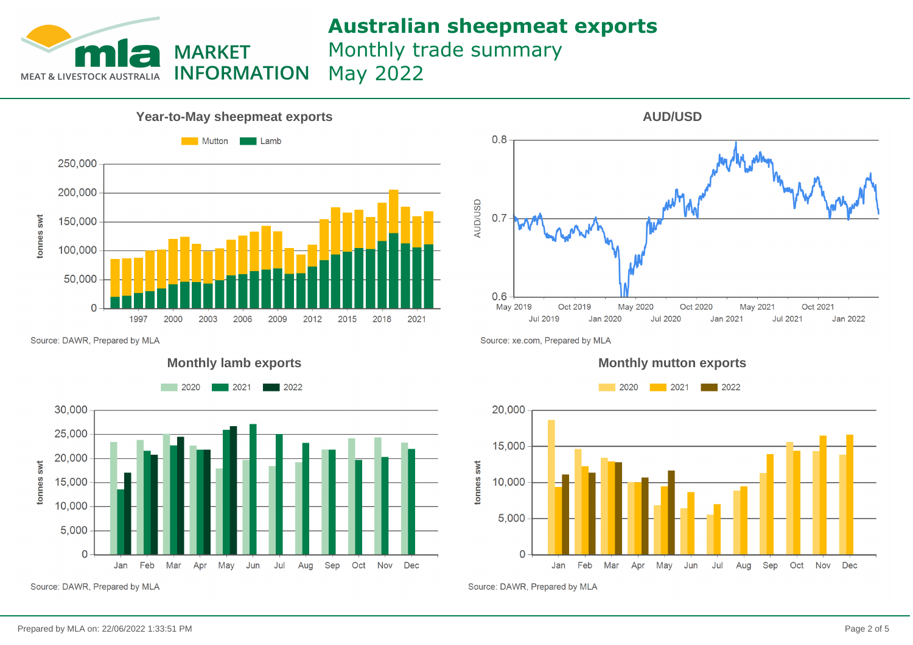# Australian sheepmeat exports

Monthly trade summary

May 2022

## Year-to-May sheepmeat exports

Mutton Lamb

tonnes swt

250,000
200,000
150,000
100,000
50,000
0

1997 2000 2003 2006 2009 2012 2015 2018 2021

Source: DAWR, Prepared by MLA

## AUD/USD

AUD/USD

0.8
0.7
0.6

May 2019 Jul 2019 Oct 2019 Jan 2020 May 2020 Jul 2020 Oct 2020 Jan 2021 May 2021 Jul 2021 Oct 2021 Jan 2022

Source: xe.com, Prepared by MLA

## Monthly lamb exports

2020 2021 2022

tonnes swt

30,000
25,000
20,000
15,000
10,000
5,000
0

Jan Feb Mar Apr May Jun Jul Aug Sep Oct Nov Dec

Source: DAWR, Prepared by MLA

## Monthly mutton exports

2020 2021 2022

tonnes swt

20,000
15,000
10,000
5,000
0

Jan Feb Mar Apr May Jun Jul Aug Sep Oct Nov Dec

Source: DAWR, Prepared by MLA

Prepared by MLA on: 22/06/2022 1:33:51 PM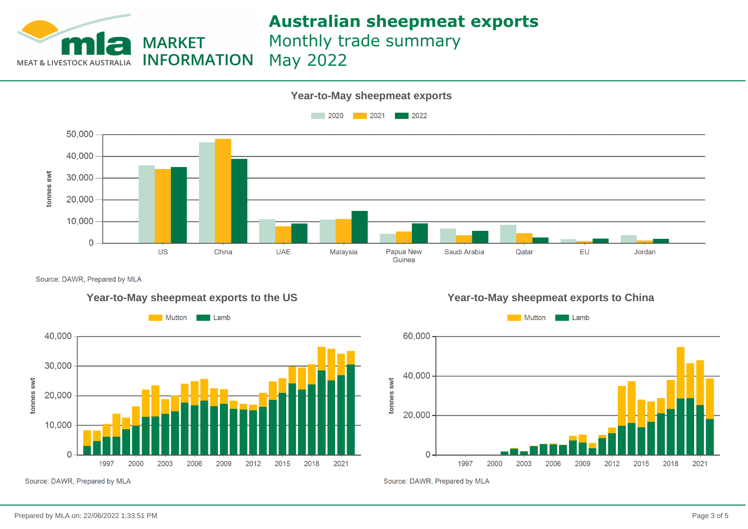# Australian sheepmeat exports

Monthly trade summary

May 2022

MEAT & LIVESTOCK AUSTRALIA — MARKET INFORMATION

## Year-to-May sheepmeat exports

Legend: 2020, 2021, 2022

Y-axis: tonnes swt (0 – 50,000)

Categories: US, China, UAE, Malaysia, Papua New Guinea, Saudi Arabia, Qatar, EU, Jordan

Source: DAWR, Prepared by MLA

## Year-to-May sheepmeat exports to the US

Legend: Mutton, Lamb

Y-axis: tonnes swt (0 – 40,000)

X-axis: 1997, 2000, 2003, 2006, 2009, 2012, 2015, 2018, 2021

Source: DAWR, Prepared by MLA

## Year-to-May sheepmeat exports to China

Legend: Mutton, Lamb

Y-axis: tonnes swt (0 – 60,000)

X-axis: 1997, 2000, 2003, 2006, 2009, 2012, 2015, 2018, 2021

Source: DAWR, Prepared by MLA

Prepared by MLA on: 22/06/2022 1:33:51 PM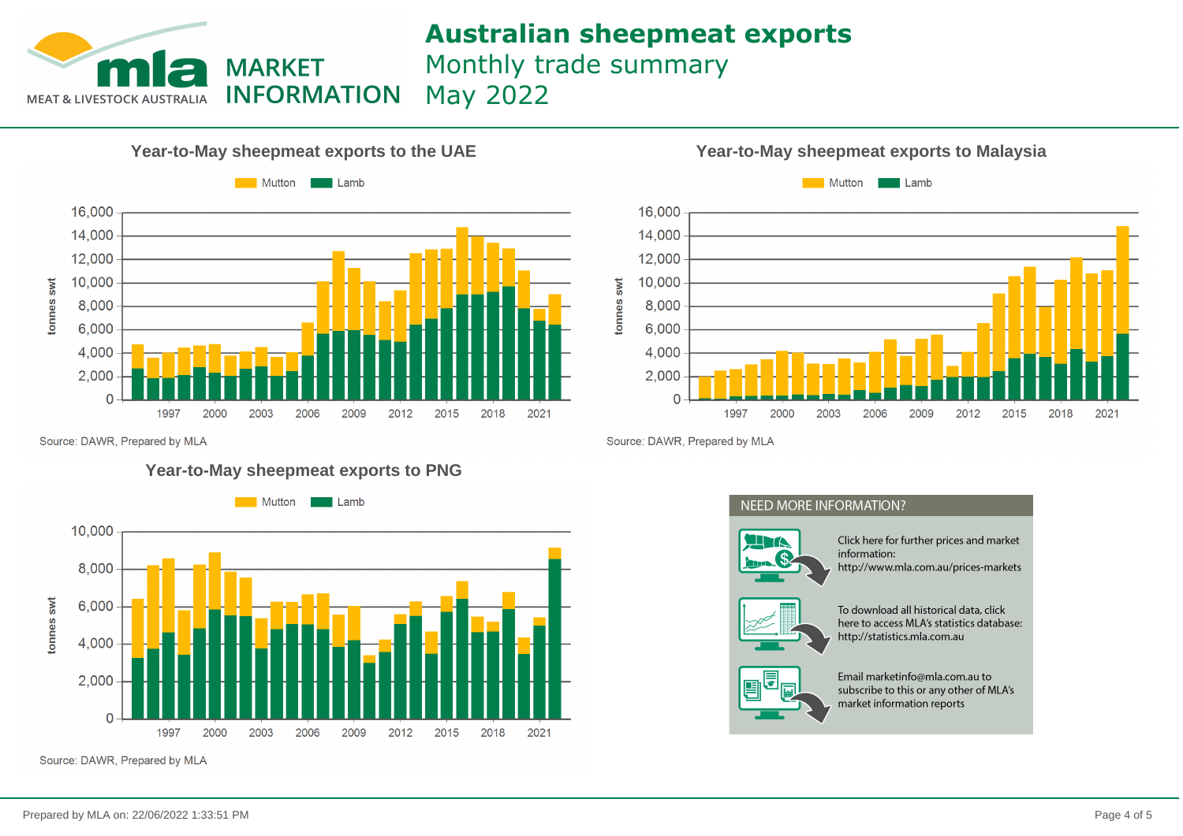# Australian sheepmeat exports

## Monthly trade summary

## May 2022

MEAT & LIVESTOCK AUSTRALIA MARKET INFORMATION

### Year-to-May sheepmeat exports to the UAE

Mutton | Lamb

tonnes swt

Source: DAWR, Prepared by MLA

### Year-to-May sheepmeat exports to Malaysia

Mutton | Lamb

tonnes swt

Source: DAWR, Prepared by MLA

### Year-to-May sheepmeat exports to PNG

Mutton | Lamb

tonnes swt

Source: DAWR, Prepared by MLA

### NEED MORE INFORMATION?

Click here for further prices and market information: http://www.mla.com.au/prices-markets

To download all historical data, click here to access MLA's statistics database: http://statistics.mla.com.au

Email marketinfo@mla.com.au to subscribe to this or any other of MLA's market information reports

Prepared by MLA on: 22/06/2022 1:33:51 PM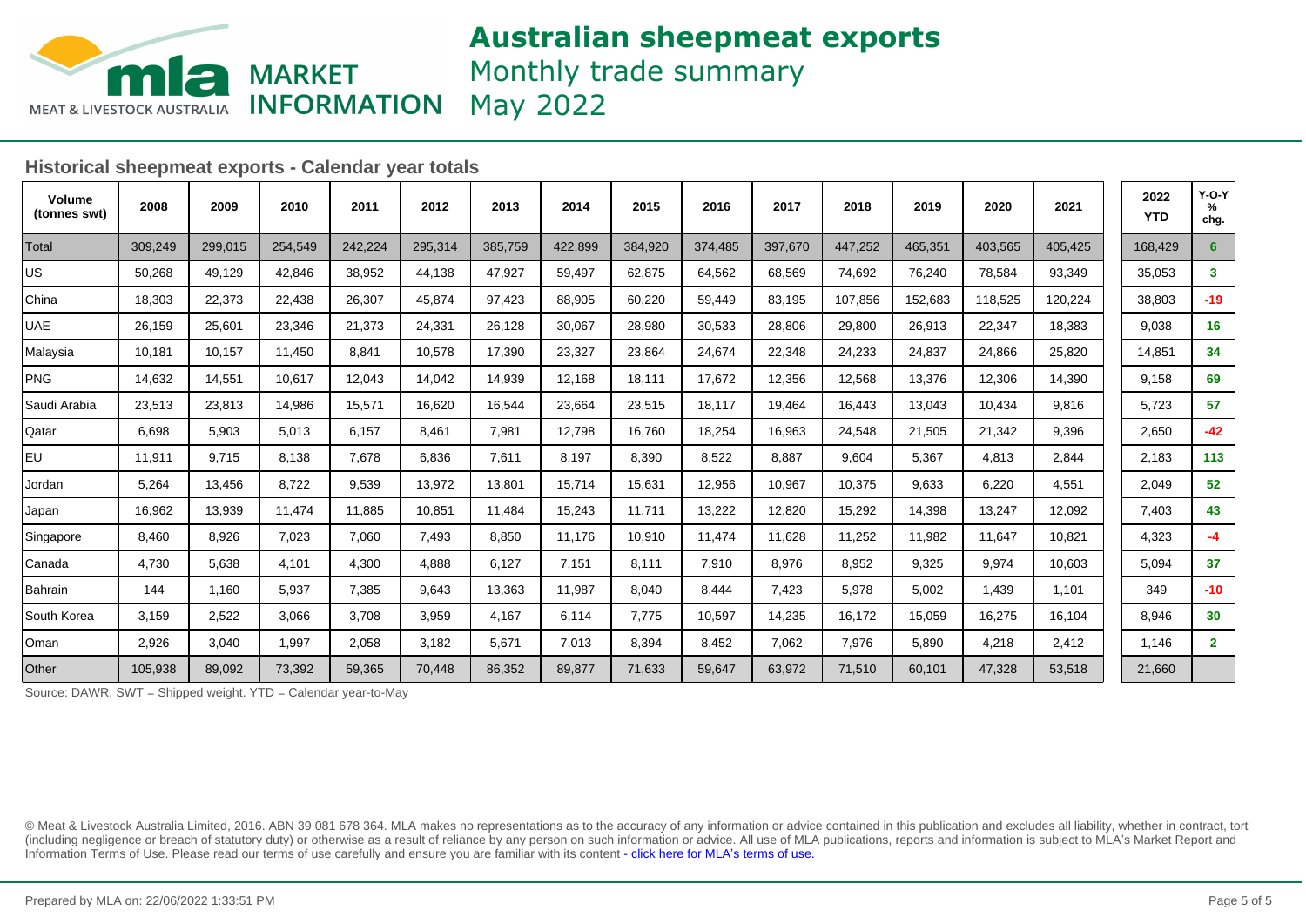# Australian sheepmeat exports

Monthly trade summary

May 2022

## Historical sheepmeat exports - Calendar year totals

| Volume (tonnes swt) | 2008 | 2009 | 2010 | 2011 | 2012 | 2013 | 2014 | 2015 | 2016 | 2017 | 2018 | 2019 | 2020 | 2021 | 2022 YTD | Y-O-Y % chg. |
|---|---|---|---|---|---|---|---|---|---|---|---|---|---|---|---|---|
| Total | 309,249 | 299,015 | 254,549 | 242,224 | 295,314 | 385,759 | 422,899 | 384,920 | 374,485 | 397,670 | 447,252 | 465,351 | 403,565 | 405,425 | 168,429 | 6 |
| US | 50,268 | 49,129 | 42,846 | 38,952 | 44,138 | 47,927 | 59,497 | 62,875 | 64,562 | 68,569 | 74,692 | 76,240 | 78,584 | 93,349 | 35,053 | 3 |
| China | 18,303 | 22,373 | 22,438 | 26,307 | 45,874 | 97,423 | 88,905 | 60,220 | 59,449 | 83,195 | 107,856 | 152,683 | 118,525 | 120,224 | 38,803 | -19 |
| UAE | 26,159 | 25,601 | 23,346 | 21,373 | 24,331 | 26,128 | 30,067 | 28,980 | 30,533 | 28,806 | 29,800 | 26,913 | 22,347 | 18,383 | 9,038 | 16 |
| Malaysia | 10,181 | 10,157 | 11,450 | 8,841 | 10,578 | 17,390 | 23,327 | 23,864 | 24,674 | 22,348 | 24,233 | 24,837 | 24,866 | 25,820 | 14,851 | 34 |
| PNG | 14,632 | 14,551 | 10,617 | 12,043 | 14,042 | 14,939 | 12,168 | 18,111 | 17,672 | 12,356 | 12,568 | 13,376 | 12,306 | 14,390 | 9,158 | 69 |
| Saudi Arabia | 23,513 | 23,813 | 14,986 | 15,571 | 16,620 | 16,544 | 23,664 | 23,515 | 18,117 | 19,464 | 16,443 | 13,043 | 10,434 | 9,816 | 5,723 | 57 |
| Qatar | 6,698 | 5,903 | 5,013 | 6,157 | 8,461 | 7,981 | 12,798 | 16,760 | 18,254 | 16,963 | 24,548 | 21,505 | 21,342 | 9,396 | 2,650 | -42 |
| EU | 11,911 | 9,715 | 8,138 | 7,678 | 6,836 | 7,611 | 8,197 | 8,390 | 8,522 | 8,887 | 9,604 | 5,367 | 4,813 | 2,844 | 2,183 | 113 |
| Jordan | 5,264 | 13,456 | 8,722 | 9,539 | 13,972 | 13,801 | 15,714 | 15,631 | 12,956 | 10,967 | 10,375 | 9,633 | 6,220 | 4,551 | 2,049 | 52 |
| Japan | 16,962 | 13,939 | 11,474 | 11,885 | 10,851 | 11,484 | 15,243 | 11,711 | 13,222 | 12,820 | 15,292 | 14,398 | 13,247 | 12,092 | 7,403 | 43 |
| Singapore | 8,460 | 8,926 | 7,023 | 7,060 | 7,493 | 8,850 | 11,176 | 10,910 | 11,474 | 11,628 | 11,252 | 11,982 | 11,647 | 10,821 | 4,323 | -4 |
| Canada | 4,730 | 5,638 | 4,101 | 4,300 | 4,888 | 6,127 | 7,151 | 8,111 | 7,910 | 8,976 | 8,952 | 9,325 | 9,974 | 10,603 | 5,094 | 37 |
| Bahrain | 144 | 1,160 | 5,937 | 7,385 | 9,643 | 13,363 | 11,987 | 8,040 | 8,444 | 7,423 | 5,978 | 5,002 | 1,439 | 1,101 | 349 | -10 |
| South Korea | 3,159 | 2,522 | 3,066 | 3,708 | 3,959 | 4,167 | 6,114 | 7,775 | 10,597 | 14,235 | 16,172 | 15,059 | 16,275 | 16,104 | 8,946 | 30 |
| Oman | 2,926 | 3,040 | 1,997 | 2,058 | 3,182 | 5,671 | 7,013 | 8,394 | 8,452 | 7,062 | 7,976 | 5,890 | 4,218 | 2,412 | 1,146 | 2 |
| Other | 105,938 | 89,092 | 73,392 | 59,365 | 70,448 | 86,352 | 89,877 | 71,633 | 59,647 | 63,972 | 71,510 | 60,101 | 47,328 | 53,518 | 21,660 | |

Source: DAWR. SWT = Shipped weight. YTD = Calendar year-to-May

© Meat & Livestock Australia Limited, 2016. ABN 39 081 678 364. MLA makes no representations as to the accuracy of any information or advice contained in this publication and excludes all liability, whether in contract, tort (including negligence or breach of statutory duty) or otherwise as a result of reliance by any person on such information or advice. All use of MLA publications, reports and information is subject to MLA's Market Report and Information Terms of Use. Please read our terms of use carefully and ensure you are familiar with its content - click here for MLA's terms of use.

Prepared by MLA on: 22/06/2022 1:33:51 PM